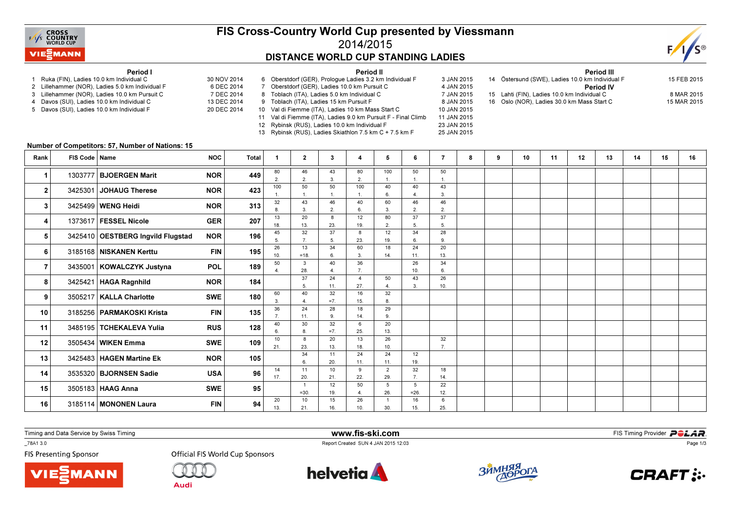# FIS Cross-Country World Cup presented by Viessmann

## 2014/2015

## DISTANCE WORLD CUP STANDING LADIES

**Period I**

1 Ruka (FIN), Ladies 10.0 km Individual C — 30 NOV 2014
2 Lillehammer (NOR), Ladies 5.0 km Individual F — 6 DEC 2014
3 Lillehammer (NOR), Ladies 10.0 km Pursuit C — 7 DEC 2014
4 Davos (SUI), Ladies 10.0 km Individual C — 13 DEC 2014
5 Davos (SUI), Ladies 10.0 km Individual F — 20 DEC 2014

**Period II**

6 Oberstdorf (GER), Prologue Ladies 3.2 km Individual F — 3 JAN 2015
7 Oberstdorf (GER), Ladies 10.0 km Pursuit C — 4 JAN 2015
8 Toblach (ITA), Ladies 5.0 km Individual C — 7 JAN 2015
9 Toblach (ITA), Ladies 15 km Pursuit F — 8 JAN 2015
10 Val di Fiemme (ITA), Ladies 10 km Mass Start C — 10 JAN 2015
11 Val di Fiemme (ITA), Ladies 9.0 km Pursuit F - Final Climb — 11 JAN 2015
12 Rybinsk (RUS), Ladies 10.0 km Individual F — 23 JAN 2015
13 Rybinsk (RUS), Ladies Skiathlon 7.5 km C + 7.5 km F — 25 JAN 2015

**Period III**

14 Östersund (SWE), Ladies 10.0 km Individual F — 15 FEB 2015

**Period IV**

15 Lahti (FIN), Ladies 10.0 km Individual C — 8 MAR 2015
16 Oslo (NOR), Ladies 30.0 km Mass Start C — 15 MAR 2015

**Number of Competitors: 57, Number of Nations: 15**

| Rank | FIS Code | Name | NOC | Total | 1 | 2 | 3 | 4 | 5 | 6 | 7 | 8 | 9 | 10 | 11 | 12 | 13 | 14 | 15 | 16 |
|---|---|---|---|---|---|---|---|---|---|---|---|---|---|---|---|---|---|---|---|---|
| 1 | 1303777 | BJOERGEN Marit | NOR | 449 | 80 2. | 46 2. | 43 3. | 80 2. | 100 1. | 50 1. | 50 1. | | | | | | | | | |
| 2 | 3425301 | JOHAUG Therese | NOR | 423 | 100 1. | 50 1. | 50 1. | 100 1. | 40 6. | 40 4. | 43 3. | | | | | | | | | |
| 3 | 3425499 | WENG Heidi | NOR | 313 | 32 8. | 43 3. | 46 2. | 40 6. | 60 3. | 46 2. | 46 2. | | | | | | | | | |
| 4 | 1373617 | FESSEL Nicole | GER | 207 | 13 18. | 20 13. | 8 23. | 12 19. | 80 2. | 37 5. | 37 5. | | | | | | | | | |
| 5 | 3425410 | OESTBERG Ingvild Flugstad | NOR | 196 | 45 5. | 32 7. | 37 5. | 8 23. | 12 19. | 34 6. | 28 9. | | | | | | | | | |
| 6 | 3185168 | NISKANEN Kerttu | FIN | 195 | 26 10. | 13 =18. | 34 6. | 60 3. | 18 14. | 24 11. | 20 13. | | | | | | | | | |
| 7 | 3435001 | KOWALCZYK Justyna | POL | 189 | 50 4. | 3 28. | 40 4. | 36 7. | | 26 10. | 34 6. | | | | | | | | | |
| 8 | 3425421 | HAGA Ragnhild | NOR | 184 | | 37 5. | 24 11. | 4 27. | 50 4. | 43 3. | 26 10. | | | | | | | | | |
| 9 | 3505217 | KALLA Charlotte | SWE | 180 | 60 3. | 40 4. | 32 =7. | 16 15. | 32 8. | | | | | | | | | | | |
| 10 | 3185256 | PARMAKOSKI Krista | FIN | 135 | 36 7. | 24 11. | 28 9. | 18 14. | 29 9. | | | | | | | | | | | |
| 11 | 3485195 | TCHEKALEVA Yulia | RUS | 128 | 40 6. | 30 8. | 32 =7. | 6 25. | 20 13. | | | | | | | | | | | |
| 12 | 3505434 | WIKEN Emma | SWE | 109 | 10 21. | 8 23. | 20 13. | 13 18. | 26 10. | | 32 7. | | | | | | | | | |
| 13 | 3425483 | HAGEN Martine Ek | NOR | 105 | | 34 6. | 11 20. | 24 11. | 24 11. | 12 19. | | | | | | | | | | |
| 14 | 3535320 | BJORNSEN Sadie | USA | 96 | 14 17. | 11 20. | 10 21. | 9 22. | 2 29. | 32 7. | 18 14. | | | | | | | | | |
| 15 | 3505183 | HAAG Anna | SWE | 95 | | 1 =30. | 12 19. | 50 4. | 5 26. | 5 =26. | 22 12. | | | | | | | | | |
| 16 | 3185114 | MONONEN Laura | FIN | 94 | 20 13. | 10 21. | 15 16. | 26 10. | 1 30. | 16 15. | 6 25. | | | | | | | | | |

Timing and Data Service by Swiss Timing

www.fis-ski.com

FIS Timing Provider POLAR

_78A1 3.0

Report Created SUN 4 JAN 2015 12:03

FIS Presenting Sponsor

Official FIS World Cup Sponsors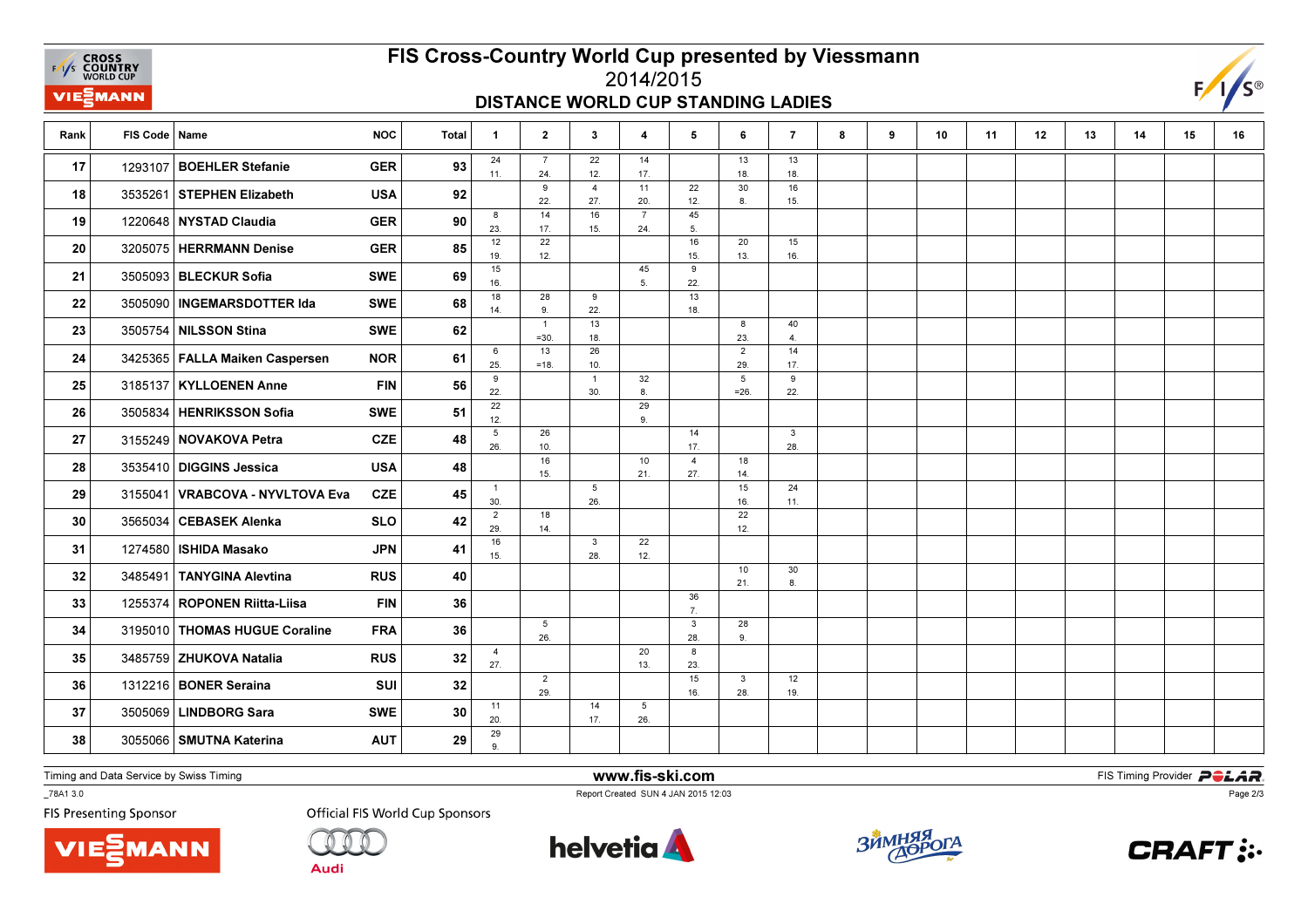# FIS Cross-Country World Cup presented by Viessmann

## 2014/2015

### DISTANCE WORLD CUP STANDING LADIES

| Rank | FIS Code | Name | NOC | Total | 1 | 2 | 3 | 4 | 5 | 6 | 7 | 8 | 9 | 10 | 11 | 12 | 13 | 14 | 15 | 16 |
|---|---|---|---|---|---|---|---|---|---|---|---|---|---|---|---|---|---|---|---|---|
| 17 | 1293107 | BOEHLER Stefanie | GER | 93 | 24 11. | 7 24. | 22 12. | 14 17. | | 13 18. | 13 18. | | | | | | | | | |
| 18 | 3535261 | STEPHEN Elizabeth | USA | 92 | | 9 22. | 4 27. | 11 20. | 22 12. | 30 8. | 16 15. | | | | | | | | | |
| 19 | 1220648 | NYSTAD Claudia | GER | 90 | 8 23. | 14 17. | 16 15. | 7 24. | 45 5. | | | | | | | | | | | |
| 20 | 3205075 | HERRMANN Denise | GER | 85 | 12 19. | 22 12. | | | 16 15. | 20 13. | 15 16. | | | | | | | | | |
| 21 | 3505093 | BLECKUR Sofia | SWE | 69 | 15 16. | | | 45 5. | 9 22. | | | | | | | | | | | |
| 22 | 3505090 | INGEMARSDOTTER Ida | SWE | 68 | 18 14. | 28 9. | 9 22. | | 13 18. | | | | | | | | | | | |
| 23 | 3505754 | NILSSON Stina | SWE | 62 | | 1 =30. | 13 18. | | | 8 23. | 40 4. | | | | | | | | | |
| 24 | 3425365 | FALLA Maiken Caspersen | NOR | 61 | 6 25. | 13 =18. | 26 10. | | | 2 29. | 14 17. | | | | | | | | | |
| 25 | 3185137 | KYLLOENEN Anne | FIN | 56 | 9 22. | | 1 30. | 32 8. | | 5 =26. | 9 22. | | | | | | | | | |
| 26 | 3505834 | HENRIKSSON Sofia | SWE | 51 | 22 12. | | | 29 9. | | | | | | | | | | | | |
| 27 | 3155249 | NOVAKOVA Petra | CZE | 48 | 5 26. | 26 10. | | | 14 17. | | 3 28. | | | | | | | | | |
| 28 | 3535410 | DIGGINS Jessica | USA | 48 | | 16 15. | | 10 21. | 4 27. | 18 14. | | | | | | | | | | |
| 29 | 3155041 | VRABCOVA - NYVLTOVA Eva | CZE | 45 | 1 30. | | 5 26. | | | 15 16. | 24 11. | | | | | | | | | |
| 30 | 3565034 | CEBASEK Alenka | SLO | 42 | 2 29. | 18 14. | | | | 22 12. | | | | | | | | | | |
| 31 | 1274580 | ISHIDA Masako | JPN | 41 | 16 15. | | 3 28. | 22 12. | | | | | | | | | | | | |
| 32 | 3485491 | TANYGINA Alevtina | RUS | 40 | | | | | | 10 21. | 30 8. | | | | | | | | | |
| 33 | 1255374 | ROPONEN Riitta-Liisa | FIN | 36 | | | | | 36 7. | | | | | | | | | | | |
| 34 | 3195010 | THOMAS HUGUE Coraline | FRA | 36 | | 5 26. | | | 3 28. | 28 9. | | | | | | | | | | |
| 35 | 3485759 | ZHUKOVA Natalia | RUS | 32 | 4 27. | | | 20 13. | 8 23. | | | | | | | | | | | |
| 36 | 1312216 | BONER Seraina | SUI | 32 | | 2 29. | | | 15 16. | 3 28. | 12 19. | | | | | | | | | |
| 37 | 3505069 | LINDBORG Sara | SWE | 30 | 11 20. | | 14 17. | 5 26. | | | | | | | | | | | | |
| 38 | 3055066 | SMUTNA Katerina | AUT | 29 | 29 9. | | | | | | | | | | | | | | | |

Timing and Data Service by Swiss Timing

www.fis-ski.com

FIS Timing Provider POLAR

_78A1 3.0

Report Created SUN 4 JAN 2015 12:03

FIS Presenting Sponsor

Official FIS World Cup Sponsors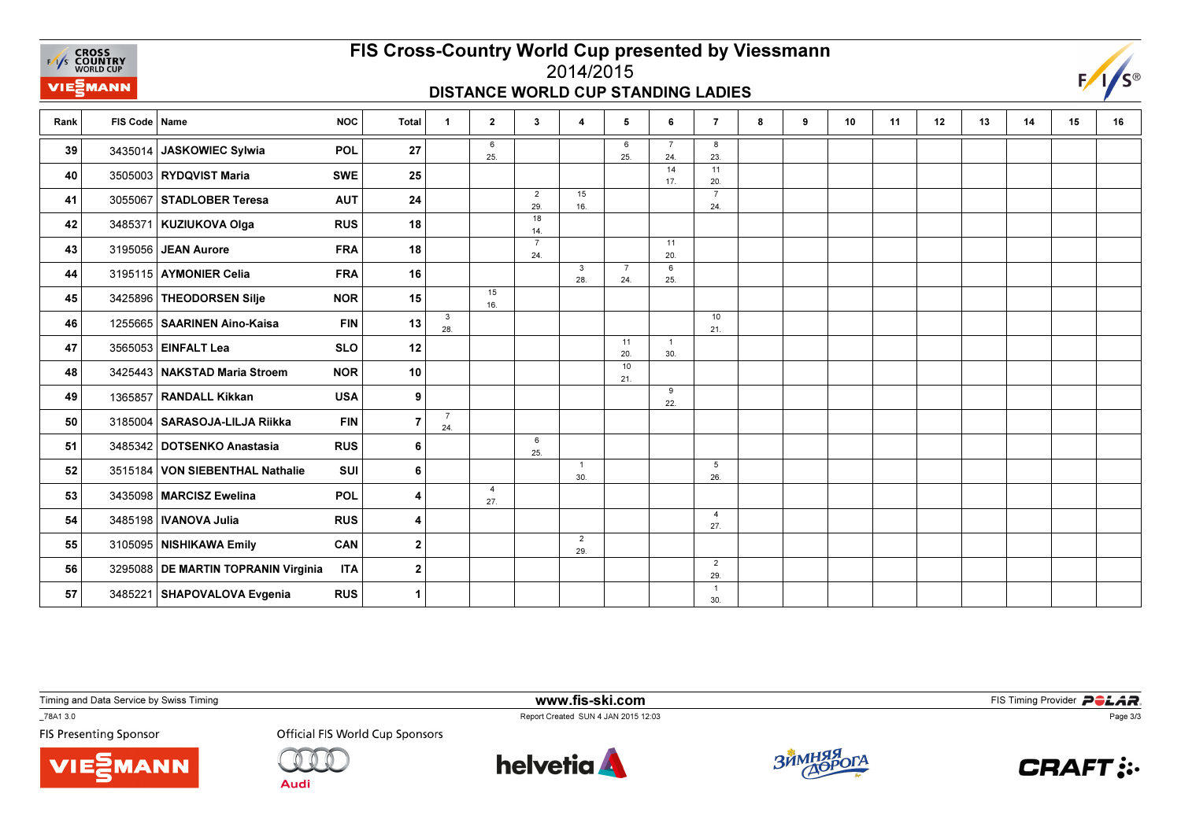# FIS Cross-Country World Cup presented by Viessmann

## 2014/2015

### DISTANCE WORLD CUP STANDING LADIES

| Rank | FIS Code | Name | NOC | Total | 1 | 2 | 3 | 4 | 5 | 6 | 7 | 8 | 9 | 10 | 11 | 12 | 13 | 14 | 15 | 16 |
|---|---|---|---|---|---|---|---|---|---|---|---|---|---|---|---|---|---|---|---|---|
| 39 | 3435014 | JASKOWIEC Sylwia | POL | 27 | | 6 25. | | | 6 25. | 7 24. | 8 23. | | | | | | | | | |
| 40 | 3505003 | RYDQVIST Maria | SWE | 25 | | | | | | 14 17. | 11 20. | | | | | | | | | |
| 41 | 3055067 | STADLOBER Teresa | AUT | 24 | | | 2 29. | 15 16. | | | 7 24. | | | | | | | | | |
| 42 | 3485371 | KUZIUKOVA Olga | RUS | 18 | | | 18 14. | | | | | | | | | | | | | |
| 43 | 3195056 | JEAN Aurore | FRA | 18 | | | 7 24. | | | 11 20. | | | | | | | | | | |
| 44 | 3195115 | AYMONIER Celia | FRA | 16 | | | | 3 28. | 7 24. | 6 25. | | | | | | | | | | |
| 45 | 3425896 | THEODORSEN Silje | NOR | 15 | | 15 16. | | | | | | | | | | | | | | |
| 46 | 1255665 | SAARINEN Aino-Kaisa | FIN | 13 | 3 28. | | | | | | 10 21. | | | | | | | | | |
| 47 | 3565053 | EINFALT Lea | SLO | 12 | | | | | 11 20. | 1 30. | | | | | | | | | | |
| 48 | 3425443 | NAKSTAD Maria Stroem | NOR | 10 | | | | | 10 21. | | | | | | | | | | | |
| 49 | 1365857 | RANDALL Kikkan | USA | 9 | | | | | | 9 22. | | | | | | | | | | |
| 50 | 3185004 | SARASOJA-LILJA Riikka | FIN | 7 | 7 24. | | | | | | | | | | | | | | | |
| 51 | 3485342 | DOTSENKO Anastasia | RUS | 6 | | | 6 25. | | | | | | | | | | | | | |
| 52 | 3515184 | VON SIEBENTHAL Nathalie | SUI | 6 | | | | 1 30. | | | 5 26. | | | | | | | | | |
| 53 | 3435098 | MARCISZ Ewelina | POL | 4 | | 4 27. | | | | | | | | | | | | | | |
| 54 | 3485198 | IVANOVA Julia | RUS | 4 | | | | | | | 4 27. | | | | | | | | | |
| 55 | 3105095 | NISHIKAWA Emily | CAN | 2 | | | | 2 29. | | | | | | | | | | | | |
| 56 | 3295088 | DE MARTIN TOPRANIN Virginia | ITA | 2 | | | | | | | 2 29. | | | | | | | | | |
| 57 | 3485221 | SHAPOVALOVA Evgenia | RUS | 1 | | | | | | | 1 30. | | | | | | | | | |

Timing and Data Service by Swiss Timing

www.fis-ski.com

FIS Timing Provider POLAR

_78A1 3.0

Report Created SUN 4 JAN 2015 12:03

FIS Presenting Sponsor

Official FIS World Cup Sponsors